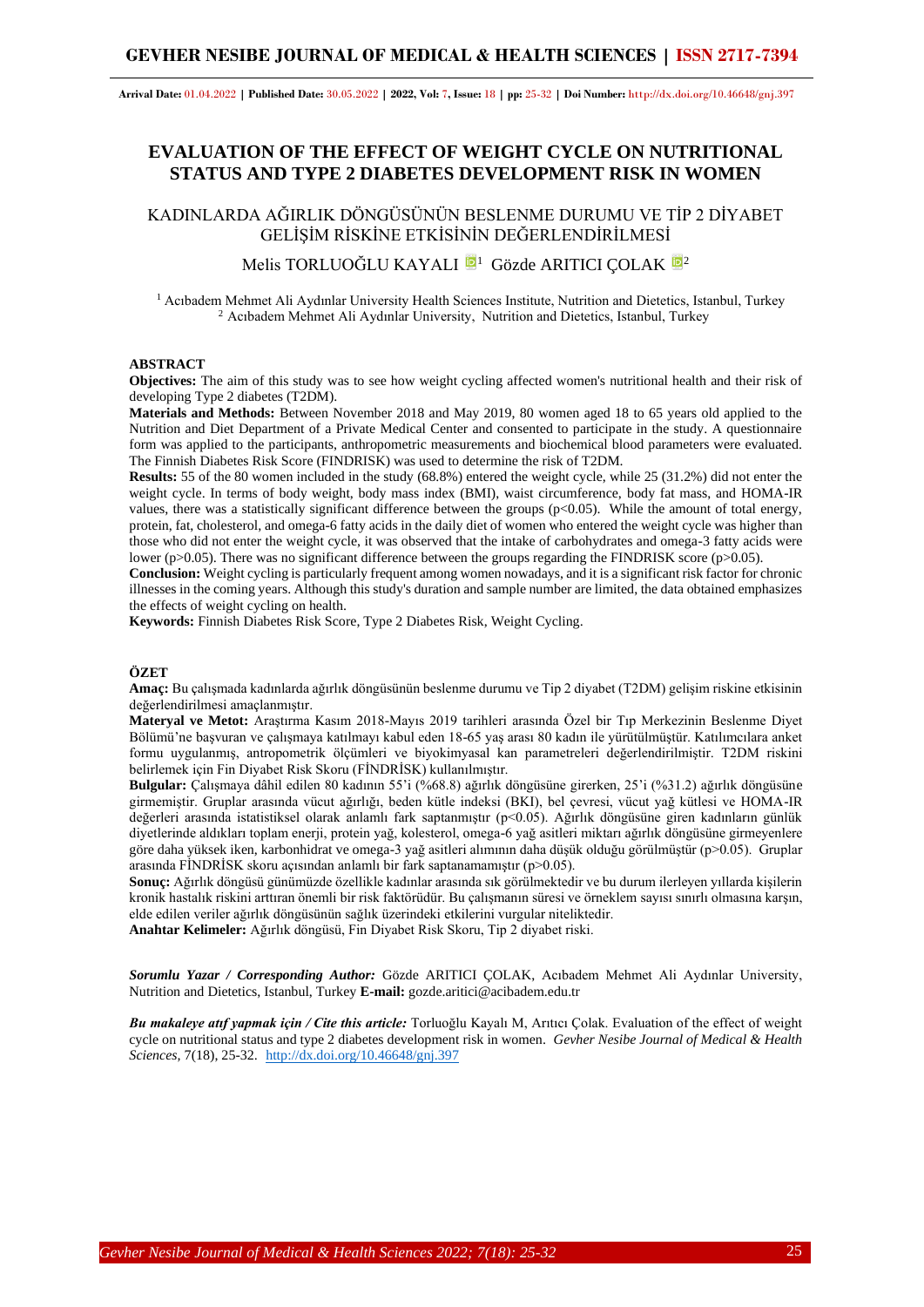Arrival Date: 01.04.2022 | Published Date: 30.05.2022 | 2022, Vol: 7, Issue: 18 | pp: 25-32 | Doi Number: http://dx.doi.org/10.46648/gnj.397

# EVALUATION OF THE EFFECT OF WEIGHT CYCLE ON NUTRITIONAL STATUS AND TYPE 2 DIABETES DEVELOPMENT RISK IN WOMEN

## KADINLARDA AĞIRLIK DÖNGÜSÜNÜN BESLENME DURUMU VE TİP 2 DİYABET GELİŞİM RİSKİNE ETKİSİNİN DEĞERLENDİRİLMESİ

Melis TORLUOĞLU KAYALI [1] Gözde ARITICI ÇOLAK [2]

[1] Acıbadem Mehmet Ali Aydınlar University Health Sciences Institute, Nutrition and Dietetics, Istanbul, Turkey
[2] Acıbadem Mehmet Ali Aydınlar University, Nutrition and Dietetics, Istanbul, Turkey

### ABSTRACT

**Objectives:** The aim of this study was to see how weight cycling affected women's nutritional health and their risk of developing Type 2 diabetes (T2DM).

**Materials and Methods:** Between November 2018 and May 2019, 80 women aged 18 to 65 years old applied to the Nutrition and Diet Department of a Private Medical Center and consented to participate in the study. A questionnaire form was applied to the participants, anthropometric measurements and biochemical blood parameters were evaluated. The Finnish Diabetes Risk Score (FINDRISK) was used to determine the risk of T2DM.

**Results:** 55 of the 80 women included in the study (68.8%) entered the weight cycle, while 25 (31.2%) did not enter the weight cycle. In terms of body weight, body mass index (BMI), waist circumference, body fat mass, and HOMA-IR values, there was a statistically significant difference between the groups ($p<0.05$). While the amount of total energy, protein, fat, cholesterol, and omega-6 fatty acids in the daily diet of women who entered the weight cycle was higher than those who did not enter the weight cycle, it was observed that the intake of carbohydrates and omega-3 fatty acids were lower ($p>0.05$). There was no significant difference between the groups regarding the FINDRISK score ($p>0.05$).

**Conclusion:** Weight cycling is particularly frequent among women nowadays, and it is a significant risk factor for chronic illnesses in the coming years. Although this study's duration and sample number are limited, the data obtained emphasizes the effects of weight cycling on health.

**Keywords:** Finnish Diabetes Risk Score, Type 2 Diabetes Risk, Weight Cycling.

### ÖZET

**Amaç:** Bu çalışmada kadınlarda ağırlık döngüsünün beslenme durumu ve Tip 2 diyabet (T2DM) gelişim riskine etkisinin değerlendirilmesi amaçlanmıştır.

**Materyal ve Metot:** Araştırma Kasım 2018-Mayıs 2019 tarihleri arasında Özel bir Tıp Merkezinin Beslenme Diyet Bölümü'ne başvuran ve çalışmaya katılmayı kabul eden 18-65 yaş arası 80 kadın ile yürütülmüştür. Katılımcılara anket formu uygulanmış, antropometrik ölçümleri ve biyokimyasal kan parametreleri değerlendirilmiştir. T2DM riskini belirlemek için Fin Diyabet Risk Skoru (FİNDRİSK) kullanılmıştır.

**Bulgular:** Çalışmaya dâhil edilen 80 kadının 55'i (%68.8) ağırlık döngüsüne girerken, 25'i (%31.2) ağırlık döngüsüne girmemiştir. Gruplar arasında vücut ağırlığı, beden kütle indeksi (BKI), bel çevresi, vücut yağ kütlesi ve HOMA-IR değerleri arasında istatistiksel olarak anlamlı fark saptanmıştır ($p<0.05$). Ağırlık döngüsüne giren kadınların günlük diyetlerinde aldıkları toplam enerji, protein yağ, kolesterol, omega-6 yağ asitleri miktarı ağırlık döngüsüne girmeyenlere göre daha yüksek iken, karbonhidrat ve omega-3 yağ asitleri alımının daha düşük olduğu görülmüştür ($p>0.05$). Gruplar arasında FİNDRİSK skoru açısından anlamlı bir fark saptanamamıştır ($p>0.05$).

**Sonuç:** Ağırlık döngüsü günümüzde özellikle kadınlar arasında sık görülmektedir ve bu durum ilerleyen yıllarda kişilerin kronik hastalık riskini arttıran önemli bir risk faktörüdür. Bu çalışmanın süresi ve örneklem sayısı sınırlı olmasına karşın, elde edilen veriler ağırlık döngüsünün sağlık üzerindeki etkilerini vurgular niteliktedir.

**Anahtar Kelimeler:** Ağırlık döngüsü, Fin Diyabet Risk Skoru, Tip 2 diyabet riski.

***Sorumlu Yazar / Corresponding Author:*** Gözde ARITICI ÇOLAK, Acıbadem Mehmet Ali Aydınlar University, Nutrition and Dietetics, Istanbul, Turkey **E-mail:** gozde.aritici@acibadem.edu.tr

***Bu makaleye atıf yapmak için / Cite this article:*** Torluoğlu Kayalı M, Arıtıcı Çolak. Evaluation of the effect of weight cycle on nutritional status and type 2 diabetes development risk in women. *Gevher Nesibe Journal of Medical & Health Sciences*, 7(18), 25-32. http://dx.doi.org/10.46648/gnj.397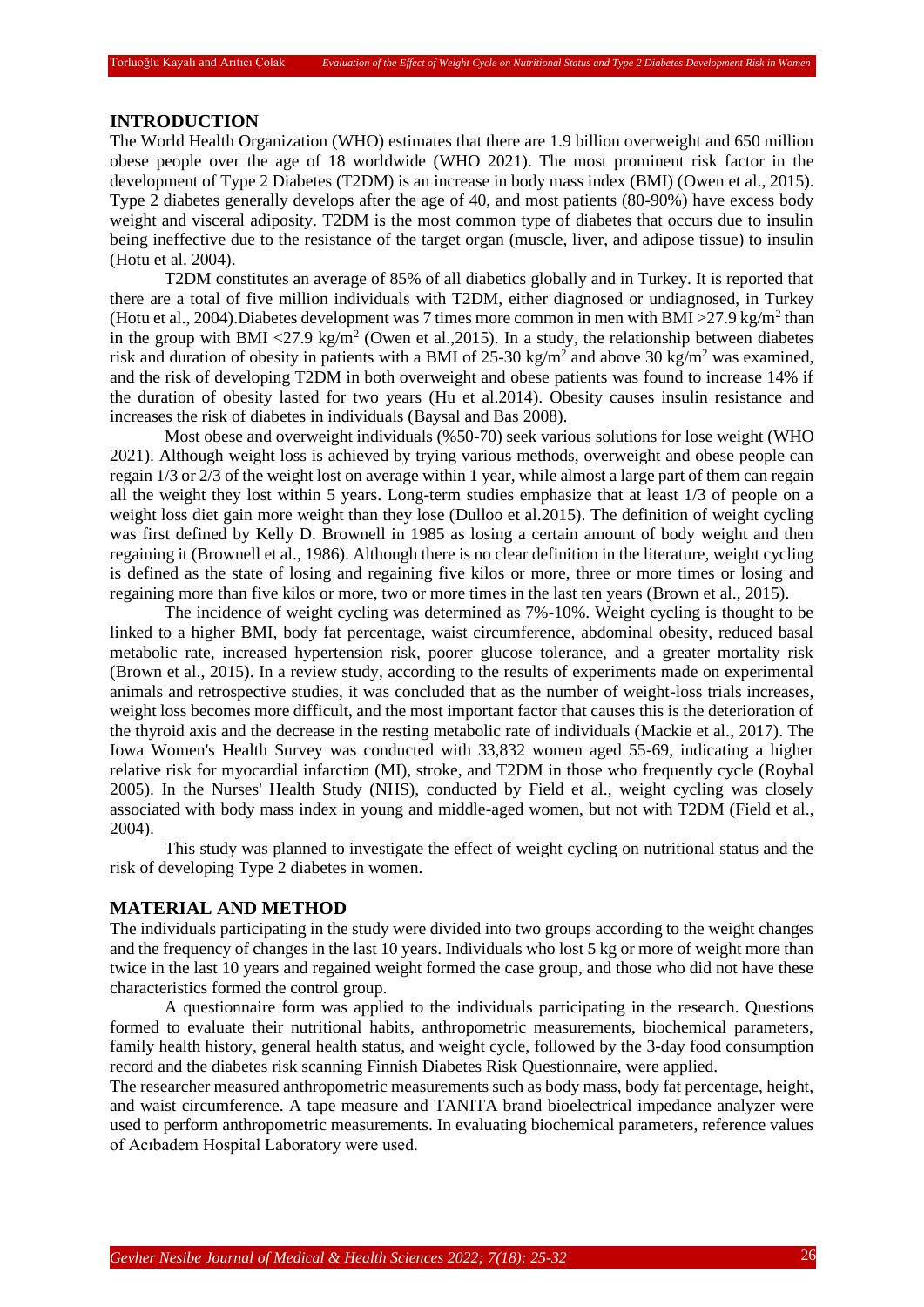## INTRODUCTION

The World Health Organization (WHO) estimates that there are 1.9 billion overweight and 650 million obese people over the age of 18 worldwide (WHO 2021). The most prominent risk factor in the development of Type 2 Diabetes (T2DM) is an increase in body mass index (BMI) (Owen et al., 2015). Type 2 diabetes generally develops after the age of 40, and most patients (80-90%) have excess body weight and visceral adiposity. T2DM is the most common type of diabetes that occurs due to insulin being ineffective due to the resistance of the target organ (muscle, liver, and adipose tissue) to insulin (Hotu et al. 2004).

T2DM constitutes an average of 85% of all diabetics globally and in Turkey. It is reported that there are a total of five million individuals with T2DM, either diagnosed or undiagnosed, in Turkey (Hotu et al., 2004).Diabetes development was 7 times more common in men with BMI >27.9 kg/m$^2$ than in the group with BMI <27.9 kg/m$^2$ (Owen et al.,2015). In a study, the relationship between diabetes risk and duration of obesity in patients with a BMI of 25-30 kg/m$^2$ and above 30 kg/m$^2$ was examined, and the risk of developing T2DM in both overweight and obese patients was found to increase 14% if the duration of obesity lasted for two years (Hu et al.2014). Obesity causes insulin resistance and increases the risk of diabetes in individuals (Baysal and Bas 2008).

Most obese and overweight individuals (%50-70) seek various solutions for lose weight (WHO 2021). Although weight loss is achieved by trying various methods, overweight and obese people can regain 1/3 or 2/3 of the weight lost on average within 1 year, while almost a large part of them can regain all the weight they lost within 5 years. Long-term studies emphasize that at least 1/3 of people on a weight loss diet gain more weight than they lose (Dulloo et al.2015). The definition of weight cycling was first defined by Kelly D. Brownell in 1985 as losing a certain amount of body weight and then regaining it (Brownell et al., 1986). Although there is no clear definition in the literature, weight cycling is defined as the state of losing and regaining five kilos or more, three or more times or losing and regaining more than five kilos or more, two or more times in the last ten years (Brown et al., 2015).

The incidence of weight cycling was determined as 7%-10%. Weight cycling is thought to be linked to a higher BMI, body fat percentage, waist circumference, abdominal obesity, reduced basal metabolic rate, increased hypertension risk, poorer glucose tolerance, and a greater mortality risk (Brown et al., 2015). In a review study, according to the results of experiments made on experimental animals and retrospective studies, it was concluded that as the number of weight-loss trials increases, weight loss becomes more difficult, and the most important factor that causes this is the deterioration of the thyroid axis and the decrease in the resting metabolic rate of individuals (Mackie et al., 2017). The Iowa Women's Health Survey was conducted with 33,832 women aged 55-69, indicating a higher relative risk for myocardial infarction (MI), stroke, and T2DM in those who frequently cycle (Roybal 2005). In the Nurses' Health Study (NHS), conducted by Field et al., weight cycling was closely associated with body mass index in young and middle-aged women, but not with T2DM (Field et al., 2004).

This study was planned to investigate the effect of weight cycling on nutritional status and the risk of developing Type 2 diabetes in women.

## MATERIAL AND METHOD

The individuals participating in the study were divided into two groups according to the weight changes and the frequency of changes in the last 10 years. Individuals who lost 5 kg or more of weight more than twice in the last 10 years and regained weight formed the case group, and those who did not have these characteristics formed the control group.

A questionnaire form was applied to the individuals participating in the research. Questions formed to evaluate their nutritional habits, anthropometric measurements, biochemical parameters, family health history, general health status, and weight cycle, followed by the 3-day food consumption record and the diabetes risk scanning Finnish Diabetes Risk Questionnaire, were applied.

The researcher measured anthropometric measurements such as body mass, body fat percentage, height, and waist circumference. A tape measure and TANITA brand bioelectrical impedance analyzer were used to perform anthropometric measurements. In evaluating biochemical parameters, reference values of Acıbadem Hospital Laboratory were used.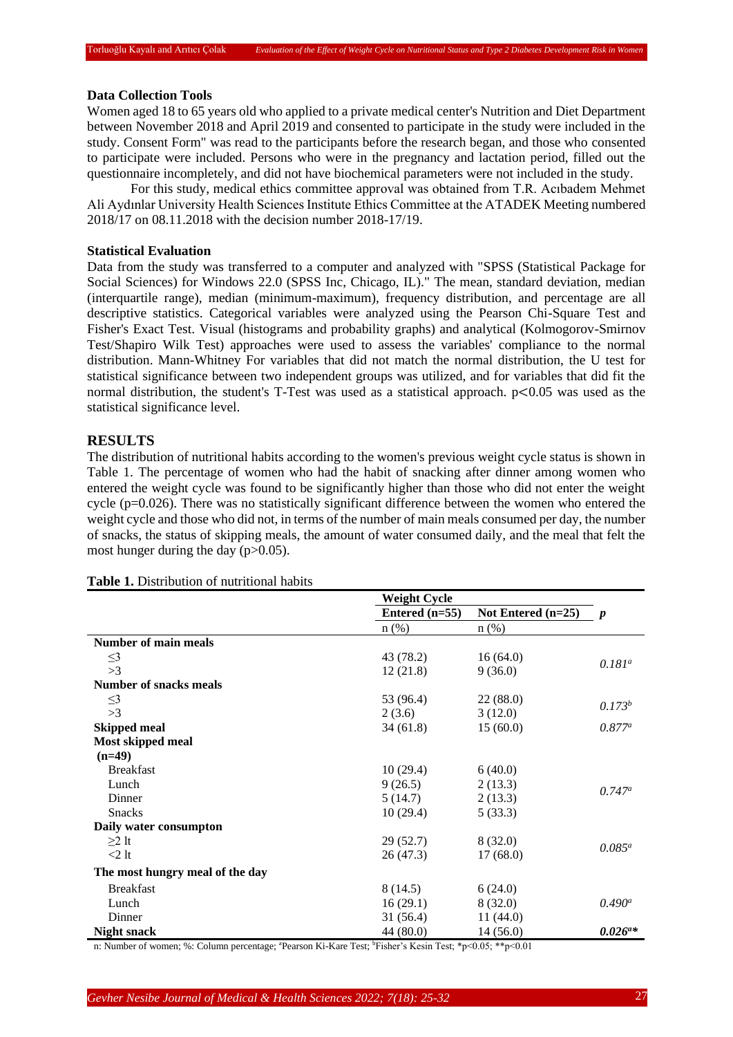### Data Collection Tools

Women aged 18 to 65 years old who applied to a private medical center's Nutrition and Diet Department between November 2018 and April 2019 and consented to participate in the study were included in the study. Consent Form" was read to the participants before the research began, and those who consented to participate were included. Persons who were in the pregnancy and lactation period, filled out the questionnaire incompletely, and did not have biochemical parameters were not included in the study.

For this study, medical ethics committee approval was obtained from T.R. Acıbadem Mehmet Ali Aydınlar University Health Sciences Institute Ethics Committee at the ATADEK Meeting numbered 2018/17 on 08.11.2018 with the decision number 2018-17/19.

### Statistical Evaluation

Data from the study was transferred to a computer and analyzed with "SPSS (Statistical Package for Social Sciences) for Windows 22.0 (SPSS Inc, Chicago, IL)." The mean, standard deviation, median (interquartile range), median (minimum-maximum), frequency distribution, and percentage are all descriptive statistics. Categorical variables were analyzed using the Pearson Chi-Square Test and Fisher's Exact Test. Visual (histograms and probability graphs) and analytical (Kolmogorov-Smirnov Test/Shapiro Wilk Test) approaches were used to assess the variables' compliance to the normal distribution. Mann-Whitney For variables that did not match the normal distribution, the U test for statistical significance between two independent groups was utilized, and for variables that did fit the normal distribution, the student's T-Test was used as a statistical approach. $p<0.05$ was used as the statistical significance level.

## RESULTS

The distribution of nutritional habits according to the women's previous weight cycle status is shown in Table 1. The percentage of women who had the habit of snacking after dinner among women who entered the weight cycle was found to be significantly higher than those who did not enter the weight cycle ($p=0.026$). There was no statistically significant difference between the women who entered the weight cycle and those who did not, in terms of the number of main meals consumed per day, the number of snacks, the status of skipping meals, the amount of water consumed daily, and the meal that felt the most hunger during the day ($p>0.05$).

**Table 1.** Distribution of nutritional habits

| | Weight Cycle | | |
|---|---|---|---|
| | Entered (n=55) | Not Entered (n=25) | *p* |
| | n (%) | n (%) | |
| **Number of main meals** | | | |
| ≤3 | 43 (78.2) | 16 (64.0) | *0.181*[a] |
| >3 | 12 (21.8) | 9 (36.0) | |
| **Number of snacks meals** | | | |
| ≤3 | 53 (96.4) | 22 (88.0) | *0.173*[b] |
| >3 | 2 (3.6) | 3 (12.0) | |
| **Skipped meal** | 34 (61.8) | 15 (60.0) | *0.877*[a] |
| **Most skipped meal (n=49)** | | | |
| Breakfast | 10 (29.4) | 6 (40.0) | *0.747*[a] |
| Lunch | 9 (26.5) | 2 (13.3) | |
| Dinner | 5 (14.7) | 2 (13.3) | |
| Snacks | 10 (29.4) | 5 (33.3) | |
| **Daily water consumpton** | | | |
| ≥2 lt | 29 (52.7) | 8 (32.0) | *0.085*[a] |
| <2 lt | 26 (47.3) | 17 (68.0) | |
| **The most hungry meal of the day** | | | |
| Breakfast | 8 (14.5) | 6 (24.0) | *0.490*[a] |
| Lunch | 16 (29.1) | 8 (32.0) | |
| Dinner | 31 (56.4) | 11 (44.0) | |
| **Night snack** | 44 (80.0) | 14 (56.0) | ***0.026*[a]*** |

n: Number of women; %: Column percentage; [a]Pearson Ki-Kare Test; [b]Fisher's Kesin Test; *p<0.05; **p<0.01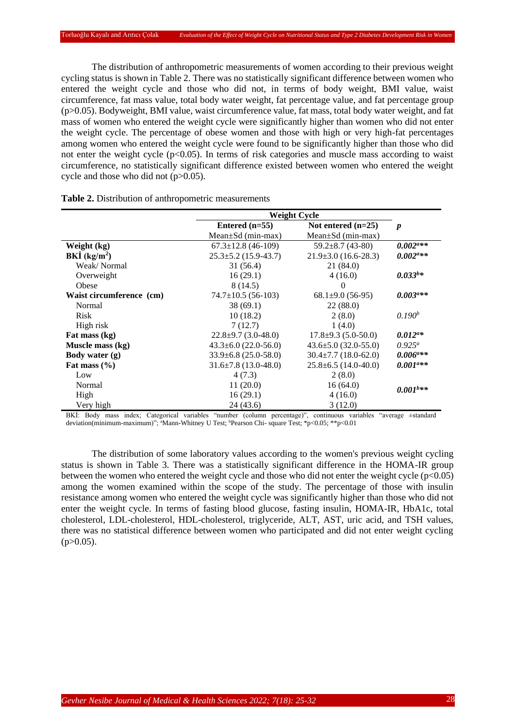The distribution of anthropometric measurements of women according to their previous weight cycling status is shown in Table 2. There was no statistically significant difference between women who entered the weight cycle and those who did not, in terms of body weight, BMI value, waist circumference, fat mass value, total body water weight, fat percentage value, and fat percentage group ($p>0.05$). Bodyweight, BMI value, waist circumference value, fat mass, total body water weight, and fat mass of women who entered the weight cycle were significantly higher than women who did not enter the weight cycle. The percentage of obese women and those with high or very high-fat percentages among women who entered the weight cycle were found to be significantly higher than those who did not enter the weight cycle ($p<0.05$). In terms of risk categories and muscle mass according to waist circumference, no statistically significant difference existed between women who entered the weight cycle and those who did not ($p>0.05$).

**Table 2.** Distribution of anthropometric measurements

| | Weight Cycle | | |
|---|---|---|---|
| | **Entered (n=55)** | **Not entered (n=25)** | ***p*** |
| | Mean±Sd (min-max) | Mean±Sd (min-max) | |
| **Weight (kg)** | 67.3±12.8 (46-109) | 59.2±8.7 (43-80) | ***0.002[a]\*\**** |
| **BKİ (kg/m$^2$)** | 25.3±5.2 (15.9-43.7) | 21.9±3.0 (16.6-28.3) | ***0.002[a]\*\**** |
| Weak/ Normal | 31 (56.4) | 21 (84.0) | |
| Overweight | 16 (29.1) | 4 (16.0) | ***0.033[b]\**** |
| Obese | 8 (14.5) | 0 | |
| **Waist circumference (cm)** | 74.7±10.5 (56-103) | 68.1±9.0 (56-95) | ***0.003[a]\*\**** |
| Normal | 38 (69.1) | 22 (88.0) | |
| Risk | 10 (18.2) | 2 (8.0) | *0.190[b]* |
| High risk | 7 (12.7) | 1 (4.0) | |
| **Fat mass (kg)** | 22.8±9.7 (3.0-48.0) | 17.8±9.3 (5.0-50.0) | ***0.012[a]\**** |
| **Muscle mass (kg)** | 43.3±6.0 (22.0-56.0) | 43.6±5.0 (32.0-55.0) | *0.925[a]* |
| **Body water (g)** | 33.9±6.8 (25.0-58.0) | 30.4±7.7 (18.0-62.0) | ***0.006[a]\*\**** |
| **Fat mass (%)** | 31.6±7.8 (13.0-48.0) | 25.8±6.5 (14.0-40.0) | ***0.001[a]\*\**** |
| Low | 4 (7.3) | 2 (8.0) | |
| Normal | 11 (20.0) | 16 (64.0) | ***0.001[b]\*\**** |
| High | 16 (29.1) | 4 (16.0) | |
| Very high | 24 (43.6) | 3 (12.0) | |

BKİ: Body mass index; Categorical variables "number (column percentage)", continuous variables "average ±standard deviation(minimum-maximum)"; [a]Mann-Whitney U Test; [b]Pearson Chi- square Test; *$p<0.05$; **$p<0.01$

The distribution of some laboratory values according to the women's previous weight cycling status is shown in Table 3. There was a statistically significant difference in the HOMA-IR group between the women who entered the weight cycle and those who did not enter the weight cycle ($p<0.05$) among the women examined within the scope of the study. The percentage of those with insulin resistance among women who entered the weight cycle was significantly higher than those who did not enter the weight cycle. In terms of fasting blood glucose, fasting insulin, HOMA-IR, HbA1c, total cholesterol, LDL-cholesterol, HDL-cholesterol, triglyceride, ALT, AST, uric acid, and TSH values, there was no statistical difference between women who participated and did not enter weight cycling ($p>0.05$).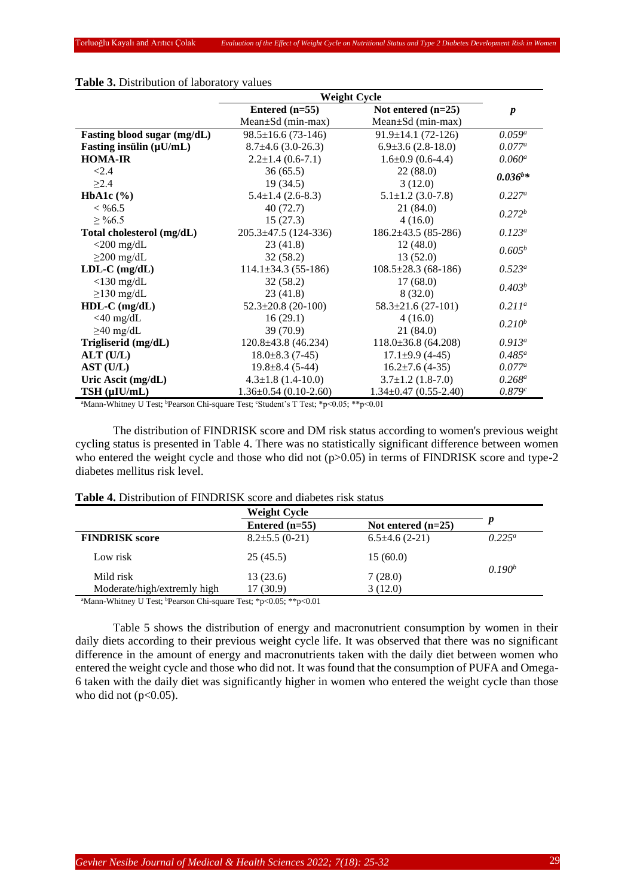**Table 3.** Distribution of laboratory values

| | Weight Cycle | | |
|---|---|---|---|
| | Entered (n=55) | Not entered (n=25) | *p* |
| | Mean±Sd (min-max) | Mean±Sd (min-max) | |
| **Fasting blood sugar (mg/dL)** | 98.5±16.6 (73-146) | 91.9±14.1 (72-126) | *0.059*[a] |
| **Fasting insülin (µU/mL)** | 8.7±4.6 (3.0-26.3) | 6.9±3.6 (2.8-18.0) | *0.077*[a] |
| **HOMA-IR** | 2.2±1.4 (0.6-7.1) | 1.6±0.9 (0.6-4.4) | *0.060*[a] |
| <2.4 | 36 (65.5) | 22 (88.0) | ***0.036***[b]* |
| ≥2.4 | 19 (34.5) | 3 (12.0) | |
| **HbA1c (%)** | 5.4±1.4 (2.6-8.3) | 5.1±1.2 (3.0-7.8) | *0.227*[a] |
| < %6.5 | 40 (72.7) | 21 (84.0) | *0.272*[b] |
| ≥ %6.5 | 15 (27.3) | 4 (16.0) | |
| **Total cholesterol (mg/dL)** | 205.3±47.5 (124-336) | 186.2±43.5 (85-286) | *0.123*[a] |
| <200 mg/dL | 23 (41.8) | 12 (48.0) | *0.605*[b] |
| ≥200 mg/dL | 32 (58.2) | 13 (52.0) | |
| **LDL-C (mg/dL)** | 114.1±34.3 (55-186) | 108.5±28.3 (68-186) | *0.523*[a] |
| <130 mg/dL | 32 (58.2) | 17 (68.0) | *0.403*[b] |
| ≥130 mg/dL | 23 (41.8) | 8 (32.0) | |
| **HDL-C (mg/dL)** | 52.3±20.8 (20-100) | 58.3±21.6 (27-101) | *0.211*[a] |
| <40 mg/dL | 16 (29.1) | 4 (16.0) | *0.210*[b] |
| ≥40 mg/dL | 39 (70.9) | 21 (84.0) | |
| **Trigliserid (mg/dL)** | 120.8±43.8 (46.234) | 118.0±36.8 (64.208) | *0.913*[a] |
| **ALT (U/L)** | 18.0±8.3 (7-45) | 17.1±9.9 (4-45) | *0.485*[a] |
| **AST (U/L)** | 19.8±8.4 (5-44) | 16.2±7.6 (4-35) | *0.077*[a] |
| **Uric Ascit (mg/dL)** | 4.3±1.8 (1.4-10.0) | 3.7±1.2 (1.8-7.0) | *0.268*[a] |
| **TSH (µIU/mL)** | 1.36±0.54 (0.10-2.60) | 1.34±0.47 (0.55-2.40) | *0.879*[c] |

[a]Mann-Whitney U Test; [b]Pearson Chi-square Test; [c]Student's T Test; *p<0.05; **p<0.01

The distribution of FINDRISK score and DM risk status according to women's previous weight cycling status is presented in Table 4. There was no statistically significant difference between women who entered the weight cycle and those who did not (p>0.05) in terms of FINDRISK score and type-2 diabetes mellitus risk level.

**Table 4.** Distribution of FINDRISK score and diabetes risk status

| | Weight Cycle | | *p* |
|---|---|---|---|
| | Entered (n=55) | Not entered (n=25) | |
| **FINDRISK score** | 8.2±5.5 (0-21) | 6.5±4.6 (2-21) | *0.225*[a] |
| Low risk | 25 (45.5) | 15 (60.0) | *0.190*[b] |
| Mild risk | 13 (23.6) | 7 (28.0) | |
| Moderate/high/extremly high | 17 (30.9) | 3 (12.0) | |

[a]Mann-Whitney U Test; [b]Pearson Chi-square Test; *p<0.05; **p<0.01

Table 5 shows the distribution of energy and macronutrient consumption by women in their daily diets according to their previous weight cycle life. It was observed that there was no significant difference in the amount of energy and macronutrients taken with the daily diet between women who entered the weight cycle and those who did not. It was found that the consumption of PUFA and Omega-6 taken with the daily diet was significantly higher in women who entered the weight cycle than those who did not (p<0.05).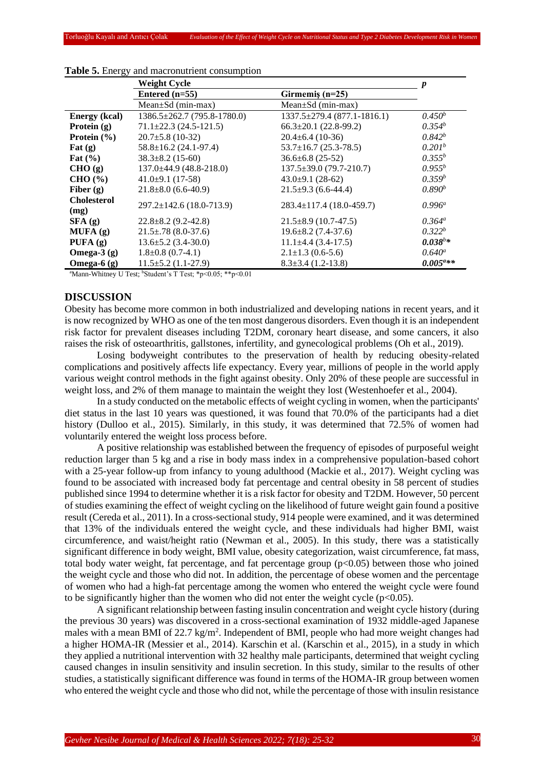**Table 5.** Energy and macronutrient consumption

| | Weight Cycle | | *p* |
|---|---|---|---|
| | Entered (n=55) | Girmemiş (n=25) | |
| | Mean±Sd (min-max) | Mean±Sd (min-max) | |
| **Energy (kcal)** | 1386.5±262.7 (795.8-1780.0) | 1337.5±279.4 (877.1-1816.1) | *0.450*[b] |
| **Protein (g)** | 71.1±22.3 (24.5-121.5) | 66.3±20.1 (22.8-99.2) | *0.354*[b] |
| **Protein (%)** | 20.7±5.8 (10-32) | 20.4±6.4 (10-36) | *0.842*[b] |
| **Fat (g)** | 58.8±16.2 (24.1-97.4) | 53.7±16.7 (25.3-78.5) | *0.201*[b] |
| **Fat (%)** | 38.3±8.2 (15-60) | 36.6±6.8 (25-52) | *0.355*[b] |
| **CHO (g)** | 137.0±44.9 (48.8-218.0) | 137.5±39.0 (79.7-210.7) | *0.955*[b] |
| **CHO (%)** | 41.0±9.1 (17-58) | 43.0±9.1 (28-62) | *0.359*[b] |
| **Fiber (g)** | 21.8±8.0 (6.6-40.9) | 21.5±9.3 (6.6-44.4) | *0.890*[b] |
| **Cholesterol (mg)** | 297.2±142.6 (18.0-713.9) | 283.4±117.4 (18.0-459.7) | *0.996*[a] |
| **SFA (g)** | 22.8±8.2 (9.2-42.8) | 21.5±8.9 (10.7-47.5) | *0.364*[a] |
| **MUFA (g)** | 21.5±.78 (8.0-37.6) | 19.6±8.2 (7.4-37.6) | *0.322*[b] |
| **PUFA (g)** | 13.6±5.2 (3.4-30.0) | 11.1±4.4 (3.4-17.5) | ***0.038*[b]*** |
| **Omega-3 (g)** | 1.8±0.8 (0.7-4.1) | 2.1±1.3 (0.6-5.6) | *0.640*[a] |
| **Omega-6 (g)** | 11.5±5.2 (1.1-27.9) | 8.3±3.4 (1.2-13.8) | ***0.005*[a]**** |

[a]Mann-Whitney U Test; [b]Student's T Test; *p<0.05; **p<0.01

## DISCUSSION

Obesity has become more common in both industrialized and developing nations in recent years, and it is now recognized by WHO as one of the ten most dangerous disorders. Even though it is an independent risk factor for prevalent diseases including T2DM, coronary heart disease, and some cancers, it also raises the risk of osteoarthritis, gallstones, infertility, and gynecological problems (Oh et al., 2019).

Losing bodyweight contributes to the preservation of health by reducing obesity-related complications and positively affects life expectancy. Every year, millions of people in the world apply various weight control methods in the fight against obesity. Only 20% of these people are successful in weight loss, and 2% of them manage to maintain the weight they lost (Westenhoefer et al., 2004).

In a study conducted on the metabolic effects of weight cycling in women, when the participants' diet status in the last 10 years was questioned, it was found that 70.0% of the participants had a diet history (Dulloo et al., 2015). Similarly, in this study, it was determined that 72.5% of women had voluntarily entered the weight loss process before.

A positive relationship was established between the frequency of episodes of purposeful weight reduction larger than 5 kg and a rise in body mass index in a comprehensive population-based cohort with a 25-year follow-up from infancy to young adulthood (Mackie et al., 2017). Weight cycling was found to be associated with increased body fat percentage and central obesity in 58 percent of studies published since 1994 to determine whether it is a risk factor for obesity and T2DM. However, 50 percent of studies examining the effect of weight cycling on the likelihood of future weight gain found a positive result (Cereda et al., 2011). In a cross-sectional study, 914 people were examined, and it was determined that 13% of the individuals entered the weight cycle, and these individuals had higher BMI, waist circumference, and waist/height ratio (Newman et al., 2005). In this study, there was a statistically significant difference in body weight, BMI value, obesity categorization, waist circumference, fat mass, total body water weight, fat percentage, and fat percentage group ($p<0.05$) between those who joined the weight cycle and those who did not. In addition, the percentage of obese women and the percentage of women who had a high-fat percentage among the women who entered the weight cycle were found to be significantly higher than the women who did not enter the weight cycle ($p<0.05$).

A significant relationship between fasting insulin concentration and weight cycle history (during the previous 30 years) was discovered in a cross-sectional examination of 1932 middle-aged Japanese males with a mean BMI of 22.7 kg/m$^2$. Independent of BMI, people who had more weight changes had a higher HOMA-IR (Messier et al., 2014). Karschin et al. (Karschin et al., 2015), in a study in which they applied a nutritional intervention with 32 healthy male participants, determined that weight cycling caused changes in insulin sensitivity and insulin secretion. In this study, similar to the results of other studies, a statistically significant difference was found in terms of the HOMA-IR group between women who entered the weight cycle and those who did not, while the percentage of those with insulin resistance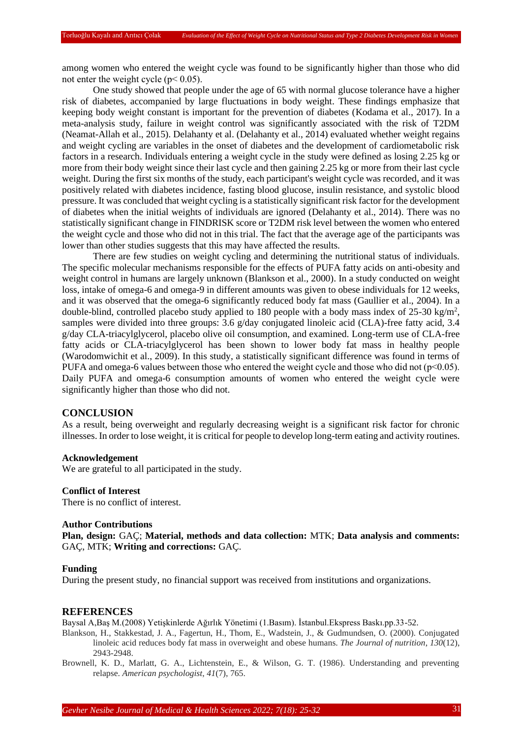among women who entered the weight cycle was found to be significantly higher than those who did not enter the weight cycle ($p < 0.05$).

One study showed that people under the age of 65 with normal glucose tolerance have a higher risk of diabetes, accompanied by large fluctuations in body weight. These findings emphasize that keeping body weight constant is important for the prevention of diabetes (Kodama et al., 2017). In a meta-analysis study, failure in weight control was significantly associated with the risk of T2DM (Neamat-Allah et al., 2015). Delahanty et al. (Delahanty et al., 2014) evaluated whether weight regains and weight cycling are variables in the onset of diabetes and the development of cardiometabolic risk factors in a research. Individuals entering a weight cycle in the study were defined as losing 2.25 kg or more from their body weight since their last cycle and then gaining 2.25 kg or more from their last cycle weight. During the first six months of the study, each participant's weight cycle was recorded, and it was positively related with diabetes incidence, fasting blood glucose, insulin resistance, and systolic blood pressure. It was concluded that weight cycling is a statistically significant risk factor for the development of diabetes when the initial weights of individuals are ignored (Delahanty et al., 2014). There was no statistically significant change in FINDRISK score or T2DM risk level between the women who entered the weight cycle and those who did not in this trial. The fact that the average age of the participants was lower than other studies suggests that this may have affected the results.

There are few studies on weight cycling and determining the nutritional status of individuals. The specific molecular mechanisms responsible for the effects of PUFA fatty acids on anti-obesity and weight control in humans are largely unknown (Blankson et al., 2000). In a study conducted on weight loss, intake of omega-6 and omega-9 in different amounts was given to obese individuals for 12 weeks, and it was observed that the omega-6 significantly reduced body fat mass (Gaullier et al., 2004). In a double-blind, controlled placebo study applied to 180 people with a body mass index of 25-30 kg/m$^2$, samples were divided into three groups: 3.6 g/day conjugated linoleic acid (CLA)-free fatty acid, 3.4 g/day CLA-triacylglycerol, placebo olive oil consumption, and examined. Long-term use of CLA-free fatty acids or CLA-triacylglycerol has been shown to lower body fat mass in healthy people (Warodomwichit et al., 2009). In this study, a statistically significant difference was found in terms of PUFA and omega-6 values between those who entered the weight cycle and those who did not ($p<0.05$). Daily PUFA and omega-6 consumption amounts of women who entered the weight cycle were significantly higher than those who did not.

## CONCLUSION

As a result, being overweight and regularly decreasing weight is a significant risk factor for chronic illnesses. In order to lose weight, it is critical for people to develop long-term eating and activity routines.

### Acknowledgement

We are grateful to all participated in the study.

### Conflict of Interest

There is no conflict of interest.

### Author Contributions

**Plan, design:** GAÇ; **Material, methods and data collection:** MTK; **Data analysis and comments:** GAÇ, MTK; **Writing and corrections:** GAÇ.

### Funding

During the present study, no financial support was received from institutions and organizations.

## REFERENCES

Baysal A,Baş M.(2008) Yetişkinlerde Ağırlık Yönetimi (1.Basım). İstanbul.Ekspress Baskı.pp.33-52.

Blankson, H., Stakkestad, J. A., Fagertun, H., Thom, E., Wadstein, J., & Gudmundsen, O. (2000). Conjugated linoleic acid reduces body fat mass in overweight and obese humans. *The Journal of nutrition*, *130*(12), 2943-2948.

Brownell, K. D., Marlatt, G. A., Lichtenstein, E., & Wilson, G. T. (1986). Understanding and preventing relapse. *American psychologist*, *41*(7), 765.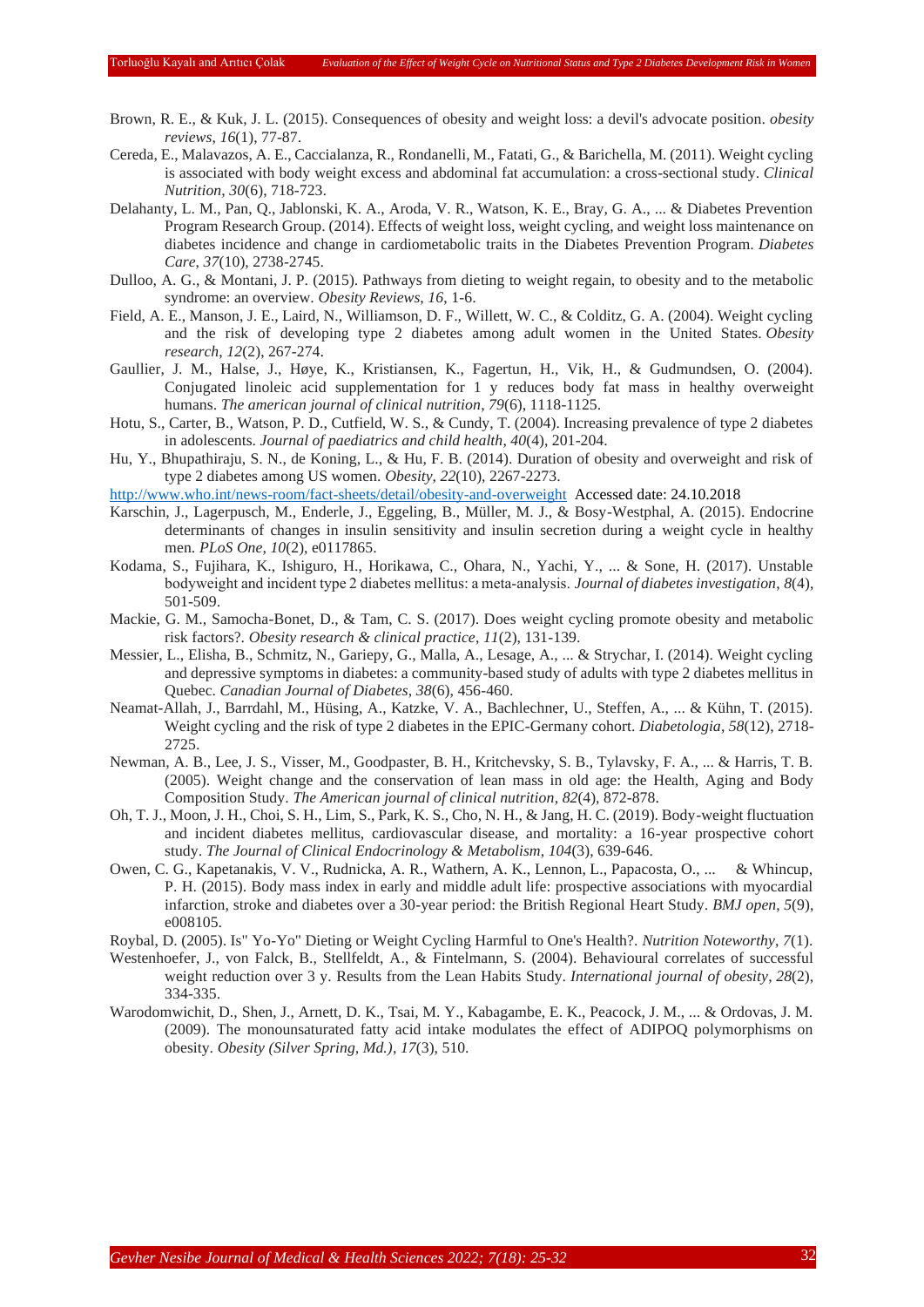Brown, R. E., & Kuk, J. L. (2015). Consequences of obesity and weight loss: a devil's advocate position. *obesity reviews*, *16*(1), 77-87.

Cereda, E., Malavazos, A. E., Caccialanza, R., Rondanelli, M., Fatati, G., & Barichella, M. (2011). Weight cycling is associated with body weight excess and abdominal fat accumulation: a cross-sectional study. *Clinical Nutrition*, *30*(6), 718-723.

Delahanty, L. M., Pan, Q., Jablonski, K. A., Aroda, V. R., Watson, K. E., Bray, G. A., ... & Diabetes Prevention Program Research Group. (2014). Effects of weight loss, weight cycling, and weight loss maintenance on diabetes incidence and change in cardiometabolic traits in the Diabetes Prevention Program. *Diabetes Care*, *37*(10), 2738-2745.

Dulloo, A. G., & Montani, J. P. (2015). Pathways from dieting to weight regain, to obesity and to the metabolic syndrome: an overview. *Obesity Reviews*, *16*, 1-6.

Field, A. E., Manson, J. E., Laird, N., Williamson, D. F., Willett, W. C., & Colditz, G. A. (2004). Weight cycling and the risk of developing type 2 diabetes among adult women in the United States. *Obesity research*, *12*(2), 267-274.

Gaullier, J. M., Halse, J., Høye, K., Kristiansen, K., Fagertun, H., Vik, H., & Gudmundsen, O. (2004). Conjugated linoleic acid supplementation for 1 y reduces body fat mass in healthy overweight humans. *The american journal of clinical nutrition*, *79*(6), 1118-1125.

Hotu, S., Carter, B., Watson, P. D., Cutfield, W. S., & Cundy, T. (2004). Increasing prevalence of type 2 diabetes in adolescents. *Journal of paediatrics and child health*, *40*(4), 201-204.

Hu, Y., Bhupathiraju, S. N., de Koning, L., & Hu, F. B. (2014). Duration of obesity and overweight and risk of type 2 diabetes among US women. *Obesity*, *22*(10), 2267-2273.

http://www.who.int/news-room/fact-sheets/detail/obesity-and-overweight Accessed date: 24.10.2018

Karschin, J., Lagerpusch, M., Enderle, J., Eggeling, B., Müller, M. J., & Bosy-Westphal, A. (2015). Endocrine determinants of changes in insulin sensitivity and insulin secretion during a weight cycle in healthy men. *PLoS One*, *10*(2), e0117865.

Kodama, S., Fujihara, K., Ishiguro, H., Horikawa, C., Ohara, N., Yachi, Y., ... & Sone, H. (2017). Unstable bodyweight and incident type 2 diabetes mellitus: a meta-analysis. *Journal of diabetes investigation*, *8*(4), 501-509.

Mackie, G. M., Samocha-Bonet, D., & Tam, C. S. (2017). Does weight cycling promote obesity and metabolic risk factors?. *Obesity research & clinical practice*, *11*(2), 131-139.

Messier, L., Elisha, B., Schmitz, N., Gariepy, G., Malla, A., Lesage, A., ... & Strychar, I. (2014). Weight cycling and depressive symptoms in diabetes: a community-based study of adults with type 2 diabetes mellitus in Quebec. *Canadian Journal of Diabetes*, *38*(6), 456-460.

Neamat-Allah, J., Barrdahl, M., Hüsing, A., Katzke, V. A., Bachlechner, U., Steffen, A., ... & Kühn, T. (2015). Weight cycling and the risk of type 2 diabetes in the EPIC-Germany cohort. *Diabetologia*, *58*(12), 2718-2725.

Newman, A. B., Lee, J. S., Visser, M., Goodpaster, B. H., Kritchevsky, S. B., Tylavsky, F. A., ... & Harris, T. B. (2005). Weight change and the conservation of lean mass in old age: the Health, Aging and Body Composition Study. *The American journal of clinical nutrition*, *82*(4), 872-878.

Oh, T. J., Moon, J. H., Choi, S. H., Lim, S., Park, K. S., Cho, N. H., & Jang, H. C. (2019). Body-weight fluctuation and incident diabetes mellitus, cardiovascular disease, and mortality: a 16-year prospective cohort study. *The Journal of Clinical Endocrinology & Metabolism*, *104*(3), 639-646.

Owen, C. G., Kapetanakis, V. V., Rudnicka, A. R., Wathern, A. K., Lennon, L., Papacosta, O., ... & Whincup, P. H. (2015). Body mass index in early and middle adult life: prospective associations with myocardial infarction, stroke and diabetes over a 30-year period: the British Regional Heart Study. *BMJ open*, *5*(9), e008105.

Roybal, D. (2005). Is" Yo-Yo" Dieting or Weight Cycling Harmful to One's Health?. *Nutrition Noteworthy*, *7*(1).

Westenhoefer, J., von Falck, B., Stellfeldt, A., & Fintelmann, S. (2004). Behavioural correlates of successful weight reduction over 3 y. Results from the Lean Habits Study. *International journal of obesity*, *28*(2), 334-335.

Warodomwichit, D., Shen, J., Arnett, D. K., Tsai, M. Y., Kabagambe, E. K., Peacock, J. M., ... & Ordovas, J. M. (2009). The monounsaturated fatty acid intake modulates the effect of ADIPOQ polymorphisms on obesity. *Obesity (Silver Spring, Md.)*, *17*(3), 510.